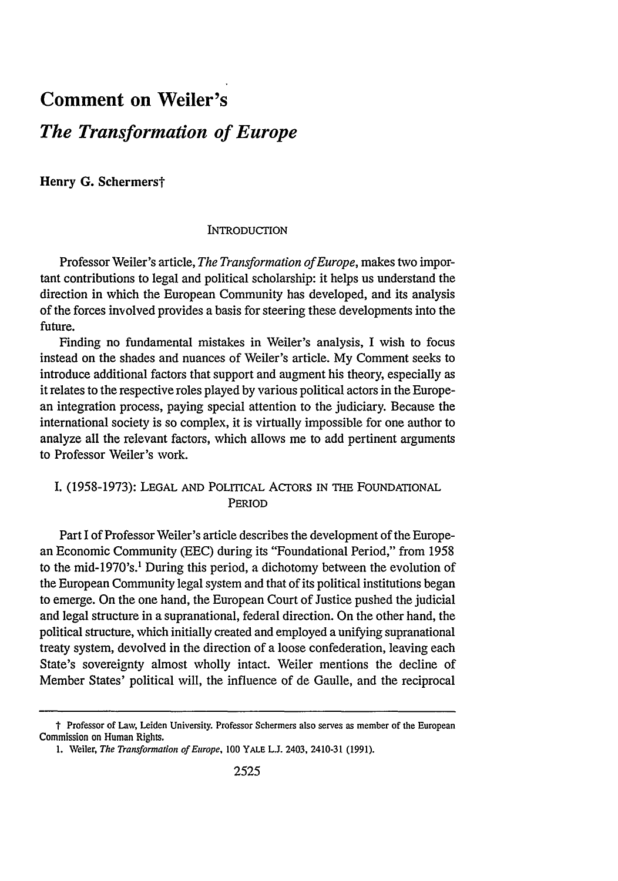# Comment on Weiler's *The Transformation of Europe*

**Henry G. Schermers†**

## INTRODUCTION

Professor Weiler's article, *The Transformation of Europe*, makes two important contributions to legal and political scholarship: it helps us understand the direction in which the European Community has developed, and its analysis of the forces involved provides a basis for steering these developments into the future.

Finding no fundamental mistakes in Weiler's analysis, I wish to focus instead on the shades and nuances of Weiler's article. My Comment seeks to introduce additional factors that support and augment his theory, especially as it relates to the respective roles played by various political actors in the European integration process, paying special attention to the judiciary. Because the international society is so complex, it is virtually impossible for one author to analyze all the relevant factors, which allows me to add pertinent arguments to Professor Weiler's work.

## I. (1958-1973): LEGAL AND POLITICAL ACTORS IN THE FOUNDATIONAL PERIOD

Part I of Professor Weiler's article describes the development of the European Economic Community (EEC) during its "Foundational Period," from 1958 to the mid-1970's.[1] During this period, a dichotomy between the evolution of the European Community legal system and that of its political institutions began to emerge. On the one hand, the European Court of Justice pushed the judicial and legal structure in a supranational, federal direction. On the other hand, the political structure, which initially created and employed a unifying supranational treaty system, devolved in the direction of a loose confederation, leaving each State's sovereignty almost wholly intact. Weiler mentions the decline of Member States' political will, the influence of de Gaulle, and the reciprocal

---

† Professor of Law, Leiden University. Professor Schermers also serves as member of the European Commission on Human Rights.

1. Weiler, *The Transformation of Europe*, 100 YALE L.J. 2403, 2410-31 (1991).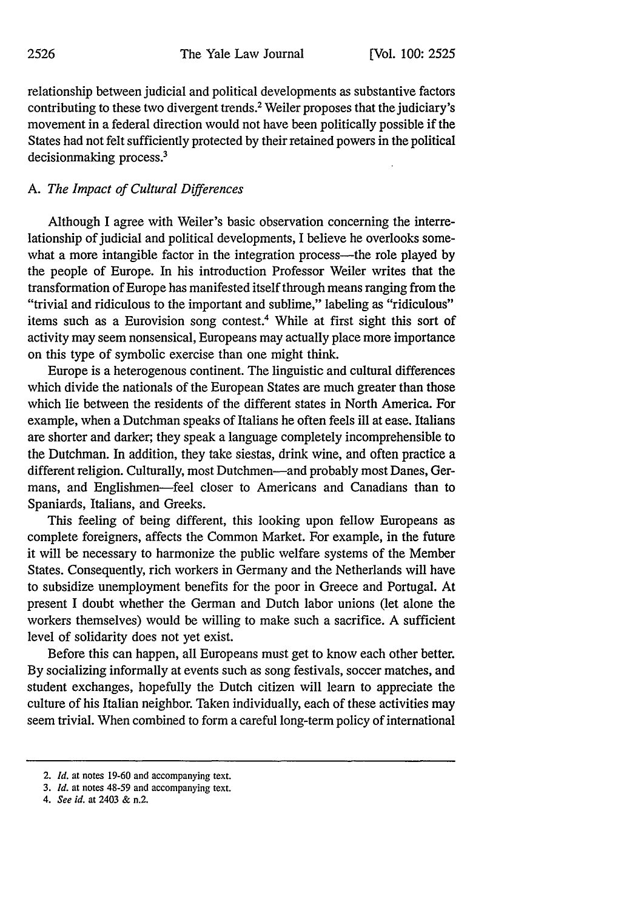relationship between judicial and political developments as substantive factors contributing to these two divergent trends.[2] Weiler proposes that the judiciary's movement in a federal direction would not have been politically possible if the States had not felt sufficiently protected by their retained powers in the political decisionmaking process.[3]

### A. *The Impact of Cultural Differences*

Although I agree with Weiler's basic observation concerning the interrelationship of judicial and political developments, I believe he overlooks somewhat a more intangible factor in the integration process—the role played by the people of Europe. In his introduction Professor Weiler writes that the transformation of Europe has manifested itself through means ranging from the "trivial and ridiculous to the important and sublime," labeling as "ridiculous" items such as a Eurovision song contest.[4] While at first sight this sort of activity may seem nonsensical, Europeans may actually place more importance on this type of symbolic exercise than one might think.

Europe is a heterogenous continent. The linguistic and cultural differences which divide the nationals of the European States are much greater than those which lie between the residents of the different states in North America. For example, when a Dutchman speaks of Italians he often feels ill at ease. Italians are shorter and darker; they speak a language completely incomprehensible to the Dutchman. In addition, they take siestas, drink wine, and often practice a different religion. Culturally, most Dutchmen—and probably most Danes, Germans, and Englishmen—feel closer to Americans and Canadians than to Spaniards, Italians, and Greeks.

This feeling of being different, this looking upon fellow Europeans as complete foreigners, affects the Common Market. For example, in the future it will be necessary to harmonize the public welfare systems of the Member States. Consequently, rich workers in Germany and the Netherlands will have to subsidize unemployment benefits for the poor in Greece and Portugal. At present I doubt whether the German and Dutch labor unions (let alone the workers themselves) would be willing to make such a sacrifice. A sufficient level of solidarity does not yet exist.

Before this can happen, all Europeans must get to know each other better. By socializing informally at events such as song festivals, soccer matches, and student exchanges, hopefully the Dutch citizen will learn to appreciate the culture of his Italian neighbor. Taken individually, each of these activities may seem trivial. When combined to form a careful long-term policy of international

---

2. *Id.* at notes 19-60 and accompanying text.

3. *Id.* at notes 48-59 and accompanying text.

4. *See id.* at 2403 & n.2.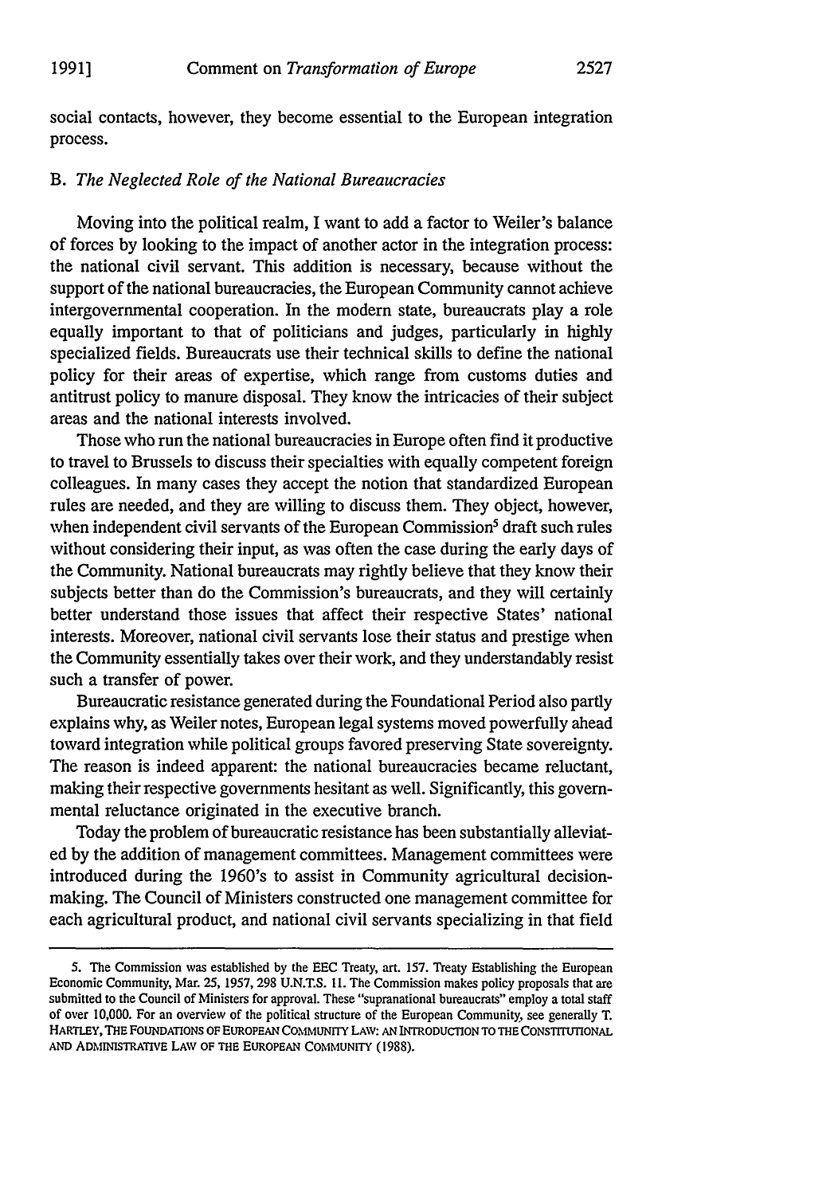social contacts, however, they become essential to the European integration process.

### B. *The Neglected Role of the National Bureaucracies*

Moving into the political realm, I want to add a factor to Weiler's balance of forces by looking to the impact of another actor in the integration process: the national civil servant. This addition is necessary, because without the support of the national bureaucracies, the European Community cannot achieve intergovernmental cooperation. In the modern state, bureaucrats play a role equally important to that of politicians and judges, particularly in highly specialized fields. Bureaucrats use their technical skills to define the national policy for their areas of expertise, which range from customs duties and antitrust policy to manure disposal. They know the intricacies of their subject areas and the national interests involved.

Those who run the national bureaucracies in Europe often find it productive to travel to Brussels to discuss their specialties with equally competent foreign colleagues. In many cases they accept the notion that standardized European rules are needed, and they are willing to discuss them. They object, however, when independent civil servants of the European Commission[5] draft such rules without considering their input, as was often the case during the early days of the Community. National bureaucrats may rightly believe that they know their subjects better than do the Commission's bureaucrats, and they will certainly better understand those issues that affect their respective States' national interests. Moreover, national civil servants lose their status and prestige when the Community essentially takes over their work, and they understandably resist such a transfer of power.

Bureaucratic resistance generated during the Foundational Period also partly explains why, as Weiler notes, European legal systems moved powerfully ahead toward integration while political groups favored preserving State sovereignty. The reason is indeed apparent: the national bureaucracies became reluctant, making their respective governments hesitant as well. Significantly, this governmental reluctance originated in the executive branch.

Today the problem of bureaucratic resistance has been substantially alleviated by the addition of management committees. Management committees were introduced during the 1960's to assist in Community agricultural decision-making. The Council of Ministers constructed one management committee for each agricultural product, and national civil servants specializing in that field

---

5. The Commission was established by the EEC Treaty, art. 157. Treaty Establishing the European Economic Community, Mar. 25, 1957, 298 U.N.T.S. 11. The Commission makes policy proposals that are submitted to the Council of Ministers for approval. These "supranational bureaucrats" employ a total staff of over 10,000. For an overview of the political structure of the European Community, see generally T. HARTLEY, THE FOUNDATIONS OF EUROPEAN COMMUNITY LAW: AN INTRODUCTION TO THE CONSTITUTIONAL AND ADMINISTRATIVE LAW OF THE EUROPEAN COMMUNITY (1988).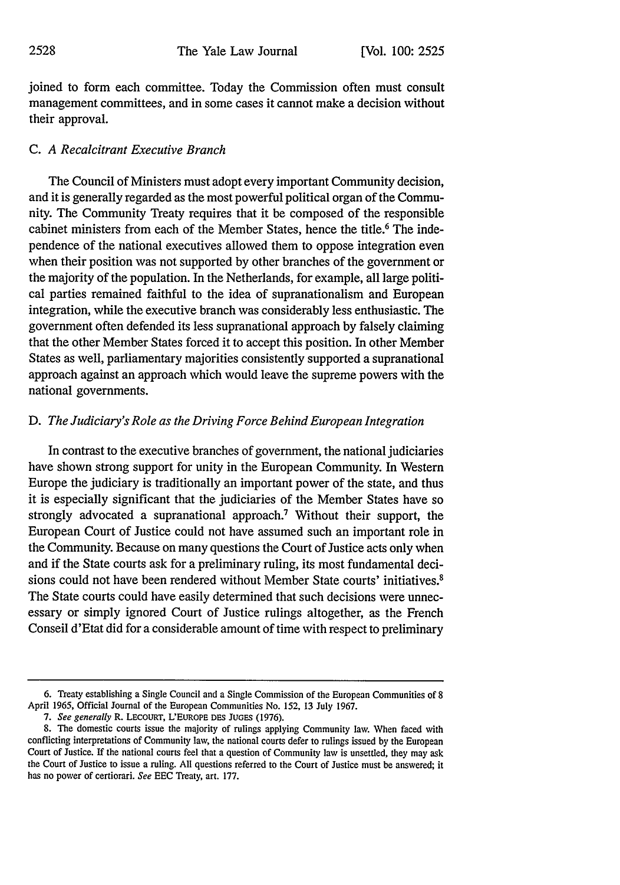joined to form each committee. Today the Commission often must consult management committees, and in some cases it cannot make a decision without their approval.

### C. *A Recalcitrant Executive Branch*

The Council of Ministers must adopt every important Community decision, and it is generally regarded as the most powerful political organ of the Community. The Community Treaty requires that it be composed of the responsible cabinet ministers from each of the Member States, hence the title.[6] The independence of the national executives allowed them to oppose integration even when their position was not supported by other branches of the government or the majority of the population. In the Netherlands, for example, all large political parties remained faithful to the idea of supranationalism and European integration, while the executive branch was considerably less enthusiastic. The government often defended its less supranational approach by falsely claiming that the other Member States forced it to accept this position. In other Member States as well, parliamentary majorities consistently supported a supranational approach against an approach which would leave the supreme powers with the national governments.

### D. *The Judiciary's Role as the Driving Force Behind European Integration*

In contrast to the executive branches of government, the national judiciaries have shown strong support for unity in the European Community. In Western Europe the judiciary is traditionally an important power of the state, and thus it is especially significant that the judiciaries of the Member States have so strongly advocated a supranational approach.[7] Without their support, the European Court of Justice could not have assumed such an important role in the Community. Because on many questions the Court of Justice acts only when and if the State courts ask for a preliminary ruling, its most fundamental decisions could not have been rendered without Member State courts' initiatives.[8] The State courts could have easily determined that such decisions were unnecessary or simply ignored Court of Justice rulings altogether, as the French Conseil d'Etat did for a considerable amount of time with respect to preliminary

---

6. Treaty establishing a Single Council and a Single Commission of the European Communities of 8 April 1965, Official Journal of the European Communities No. 152, 13 July 1967.

7. *See generally* R. LECOURT, L'EUROPE DES JUGES (1976).

8. The domestic courts issue the majority of rulings applying Community law. When faced with conflicting interpretations of Community law, the national courts defer to rulings issued by the European Court of Justice. If the national courts feel that a question of Community law is unsettled, they may ask the Court of Justice to issue a ruling. All questions referred to the Court of Justice must be answered; it has no power of certiorari. *See* EEC Treaty, art. 177.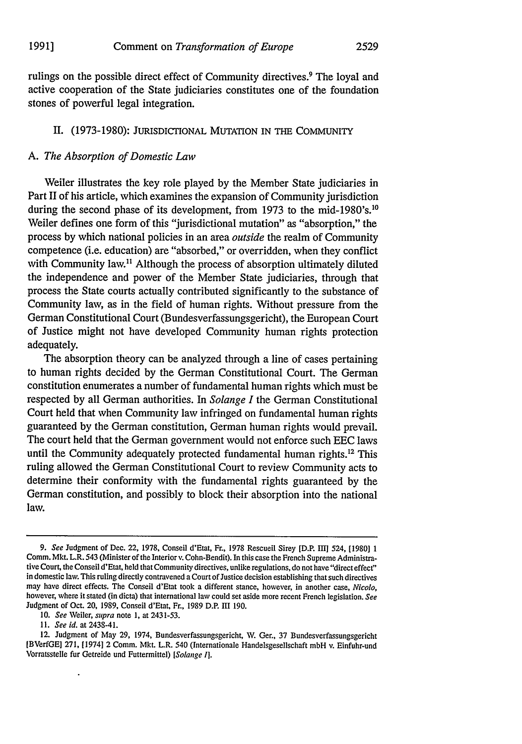rulings on the possible direct effect of Community directives.[9] The loyal and active cooperation of the State judiciaries constitutes one of the foundation stones of powerful legal integration.

## II. (1973-1980): JURISDICTIONAL MUTATION IN THE COMMUNITY

### A. *The Absorption of Domestic Law*

Weiler illustrates the key role played by the Member State judiciaries in Part II of his article, which examines the expansion of Community jurisdiction during the second phase of its development, from 1973 to the mid-1980's.[10] Weiler defines one form of this "jurisdictional mutation" as "absorption," the process by which national policies in an area *outside* the realm of Community competence (i.e. education) are "absorbed," or overridden, when they conflict with Community law.[11] Although the process of absorption ultimately diluted the independence and power of the Member State judiciaries, through that process the State courts actually contributed significantly to the substance of Community law, as in the field of human rights. Without pressure from the German Constitutional Court (Bundesverfassungsgericht), the European Court of Justice might not have developed Community human rights protection adequately.

The absorption theory can be analyzed through a line of cases pertaining to human rights decided by the German Constitutional Court. The German constitution enumerates a number of fundamental human rights which must be respected by all German authorities. In *Solange I* the German Constitutional Court held that when Community law infringed on fundamental human rights guaranteed by the German constitution, German human rights would prevail. The court held that the German government would not enforce such EEC laws until the Community adequately protected fundamental human rights.[12] This ruling allowed the German Constitutional Court to review Community acts to determine their conformity with the fundamental rights guaranteed by the German constitution, and possibly to block their absorption into the national law.

---

9. *See* Judgment of Dec. 22, 1978, Conseil d'Etat, Fr., 1978 Rescueil Sirey [D.P. III] 524, [1980] 1 Comm. Mkt. L.R. 543 (Minister of the Interior v. Cohn-Bendit). In this case the French Supreme Administrative Court, the Conseil d'Etat, held that Community directives, unlike regulations, do not have "direct effect" in domestic law. This ruling directly contravened a Court of Justice decision establishing that such directives may have direct effects. The Conseil d'Etat took a different stance, however, in another case, *Nicolo*, however, where it stated (in dicta) that international law could set aside more recent French legislation. *See* Judgment of Oct. 20, 1989, Conseil d'Etat, Fr., 1989 D.P. III 190.

10. *See* Weiler, *supra* note 1, at 2431-53.

11. *See id.* at 2438-41.

12. Judgment of May 29, 1974, Bundesverfassungsgericht, W. Ger., 37 Bundesverfassungsgericht [BVerfGE] 271, [1974] 2 Comm. Mkt. L.R. 540 (Internationale Handelsgesellschaft mbH v. Einfuhr-und Vorratsstelle fur Getreide und Futtermittel) [*Solange I*].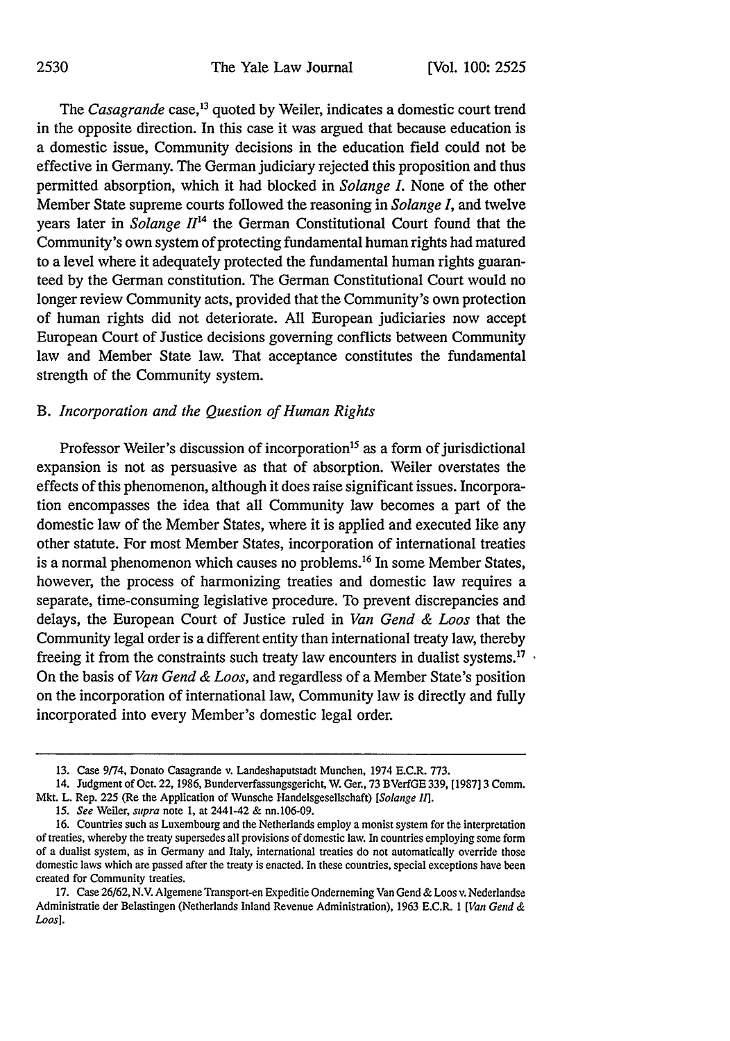The *Casagrande* case,[13] quoted by Weiler, indicates a domestic court trend in the opposite direction. In this case it was argued that because education is a domestic issue, Community decisions in the education field could not be effective in Germany. The German judiciary rejected this proposition and thus permitted absorption, which it had blocked in *Solange I*. None of the other Member State supreme courts followed the reasoning in *Solange I*, and twelve years later in *Solange II*[14] the German Constitutional Court found that the Community's own system of protecting fundamental human rights had matured to a level where it adequately protected the fundamental human rights guaranteed by the German constitution. The German Constitutional Court would no longer review Community acts, provided that the Community's own protection of human rights did not deteriorate. All European judiciaries now accept European Court of Justice decisions governing conflicts between Community law and Member State law. That acceptance constitutes the fundamental strength of the Community system.

### B. *Incorporation and the Question of Human Rights*

Professor Weiler's discussion of incorporation[15] as a form of jurisdictional expansion is not as persuasive as that of absorption. Weiler overstates the effects of this phenomenon, although it does raise significant issues. Incorporation encompasses the idea that all Community law becomes a part of the domestic law of the Member States, where it is applied and executed like any other statute. For most Member States, incorporation of international treaties is a normal phenomenon which causes no problems.[16] In some Member States, however, the process of harmonizing treaties and domestic law requires a separate, time-consuming legislative procedure. To prevent discrepancies and delays, the European Court of Justice ruled in *Van Gend & Loos* that the Community legal order is a different entity than international treaty law, thereby freeing it from the constraints such treaty law encounters in dualist systems.[17] On the basis of *Van Gend & Loos*, and regardless of a Member State's position on the incorporation of international law, Community law is directly and fully incorporated into every Member's domestic legal order.

---

13. Case 9/74, Donato Casagrande v. Landeshaputstadt Munchen, 1974 E.C.R. 773.

14. Judgment of Oct. 22, 1986, Bunderverfassungsgericht, W. Ger., 73 BVerfGE 339, [1987] 3 Comm. Mkt. L. Rep. 225 (Re the Application of Wunsche Handelsgesellschaft) [*Solange II*].

15. *See* Weiler, *supra* note 1, at 2441-42 & nn.106-09.

16. Countries such as Luxembourg and the Netherlands employ a monist system for the interpretation of treaties, whereby the treaty supersedes all provisions of domestic law. In countries employing some form of a dualist system, as in Germany and Italy, international treaties do not automatically override those domestic laws which are passed after the treaty is enacted. In these countries, special exceptions have been created for Community treaties.

17. Case 26/62, N.V. Algemene Transport-en Expeditie Onderneming Van Gend & Loos v. Nederlandse Administratie der Belastingen (Netherlands Inland Revenue Administration), 1963 E.C.R. 1 [*Van Gend & Loos*].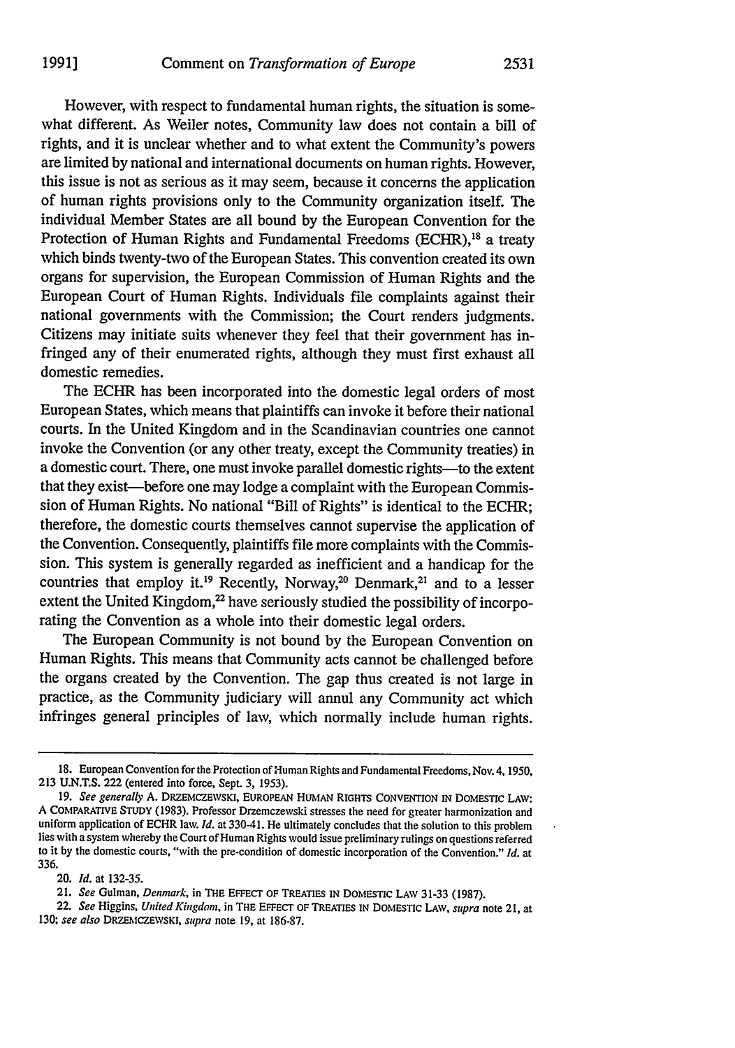However, with respect to fundamental human rights, the situation is somewhat different. As Weiler notes, Community law does not contain a bill of rights, and it is unclear whether and to what extent the Community's powers are limited by national and international documents on human rights. However, this issue is not as serious as it may seem, because it concerns the application of human rights provisions only to the Community organization itself. The individual Member States are all bound by the European Convention for the Protection of Human Rights and Fundamental Freedoms (ECHR),[18] a treaty which binds twenty-two of the European States. This convention created its own organs for supervision, the European Commission of Human Rights and the European Court of Human Rights. Individuals file complaints against their national governments with the Commission; the Court renders judgments. Citizens may initiate suits whenever they feel that their government has infringed any of their enumerated rights, although they must first exhaust all domestic remedies.

The ECHR has been incorporated into the domestic legal orders of most European States, which means that plaintiffs can invoke it before their national courts. In the United Kingdom and in the Scandinavian countries one cannot invoke the Convention (or any other treaty, except the Community treaties) in a domestic court. There, one must invoke parallel domestic rights—to the extent that they exist—before one may lodge a complaint with the European Commission of Human Rights. No national "Bill of Rights" is identical to the ECHR; therefore, the domestic courts themselves cannot supervise the application of the Convention. Consequently, plaintiffs file more complaints with the Commission. This system is generally regarded as inefficient and a handicap for the countries that employ it.[19] Recently, Norway,[20] Denmark,[21] and to a lesser extent the United Kingdom,[22] have seriously studied the possibility of incorporating the Convention as a whole into their domestic legal orders.

The European Community is not bound by the European Convention on Human Rights. This means that Community acts cannot be challenged before the organs created by the Convention. The gap thus created is not large in practice, as the Community judiciary will annul any Community act which infringes general principles of law, which normally include human rights.

---

18. European Convention for the Protection of Human Rights and Fundamental Freedoms, Nov. 4, 1950, 213 U.N.T.S. 222 (entered into force, Sept. 3, 1953).

19. *See generally* A. DRZEMCZEWSKI, EUROPEAN HUMAN RIGHTS CONVENTION IN DOMESTIC LAW: A COMPARATIVE STUDY (1983). Professor Drzemczewski stresses the need for greater harmonization and uniform application of ECHR law. *Id.* at 330-41. He ultimately concludes that the solution to this problem lies with a system whereby the Court of Human Rights would issue preliminary rulings on questions referred to it by the domestic courts, "with the pre-condition of domestic incorporation of the Convention." *Id.* at 336.

20. *Id.* at 132-35.

21. *See* Gulman, *Denmark*, in THE EFFECT OF TREATIES IN DOMESTIC LAW 31-33 (1987).

22. *See* Higgins, *United Kingdom*, in THE EFFECT OF TREATIES IN DOMESTIC LAW, *supra* note 21, at 130; *see also* DRZEMCZEWSKI, *supra* note 19, at 186-87.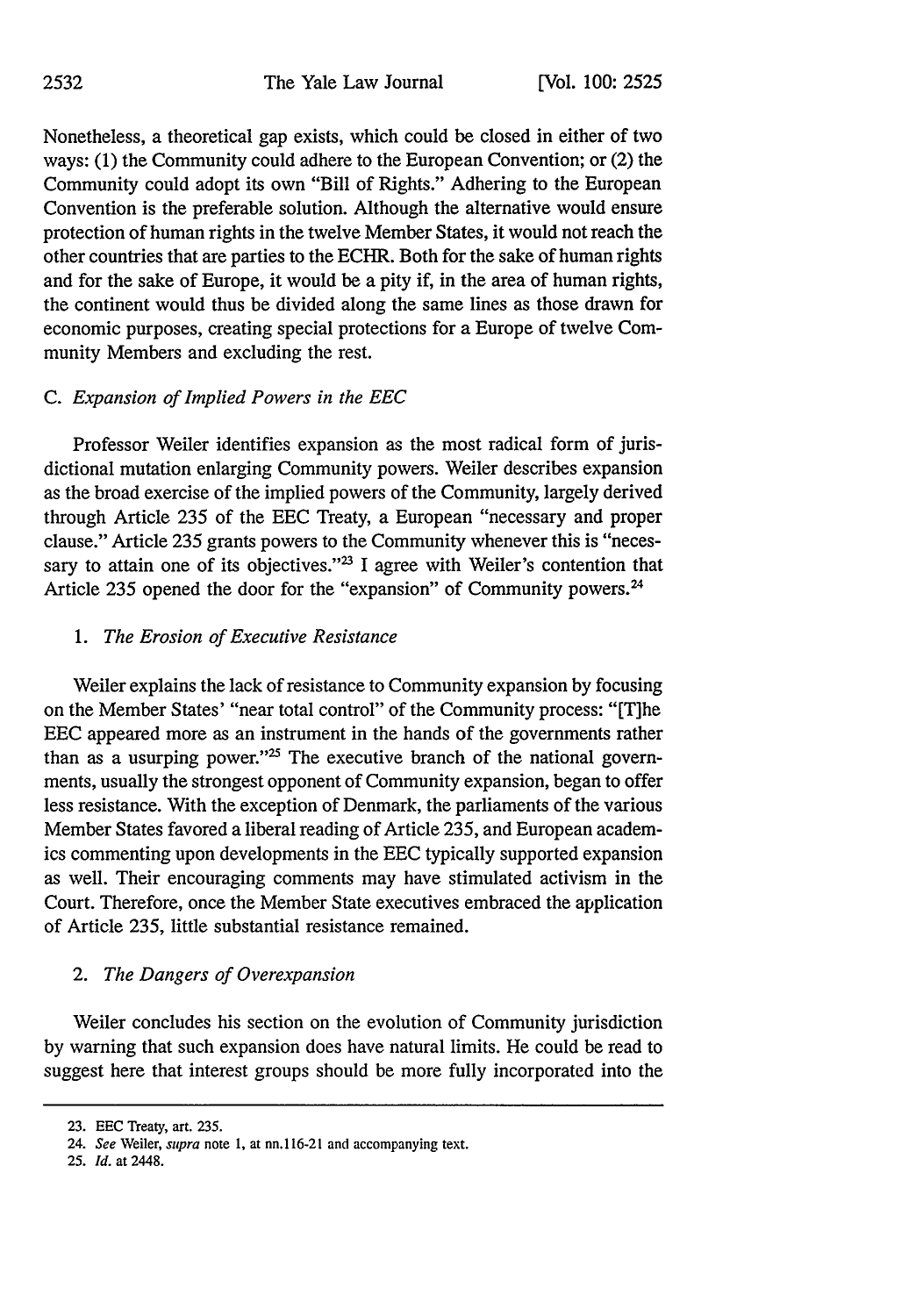Nonetheless, a theoretical gap exists, which could be closed in either of two ways: (1) the Community could adhere to the European Convention; or (2) the Community could adopt its own "Bill of Rights." Adhering to the European Convention is the preferable solution. Although the alternative would ensure protection of human rights in the twelve Member States, it would not reach the other countries that are parties to the ECHR. Both for the sake of human rights and for the sake of Europe, it would be a pity if, in the area of human rights, the continent would thus be divided along the same lines as those drawn for economic purposes, creating special protections for a Europe of twelve Community Members and excluding the rest.

### C. *Expansion of Implied Powers in the EEC*

Professor Weiler identifies expansion as the most radical form of jurisdictional mutation enlarging Community powers. Weiler describes expansion as the broad exercise of the implied powers of the Community, largely derived through Article 235 of the EEC Treaty, a European "necessary and proper clause." Article 235 grants powers to the Community whenever this is "necessary to attain one of its objectives."[23] I agree with Weiler's contention that Article 235 opened the door for the "expansion" of Community powers.[24]

#### 1. *The Erosion of Executive Resistance*

Weiler explains the lack of resistance to Community expansion by focusing on the Member States' "near total control" of the Community process: "[T]he EEC appeared more as an instrument in the hands of the governments rather than as a usurping power."[25] The executive branch of the national governments, usually the strongest opponent of Community expansion, began to offer less resistance. With the exception of Denmark, the parliaments of the various Member States favored a liberal reading of Article 235, and European academics commenting upon developments in the EEC typically supported expansion as well. Their encouraging comments may have stimulated activism in the Court. Therefore, once the Member State executives embraced the application of Article 235, little substantial resistance remained.

#### 2. *The Dangers of Overexpansion*

Weiler concludes his section on the evolution of Community jurisdiction by warning that such expansion does have natural limits. He could be read to suggest here that interest groups should be more fully incorporated into the

---

23. EEC Treaty, art. 235.

24. *See* Weiler, *supra* note 1, at nn.116-21 and accompanying text.

25. *Id.* at 2448.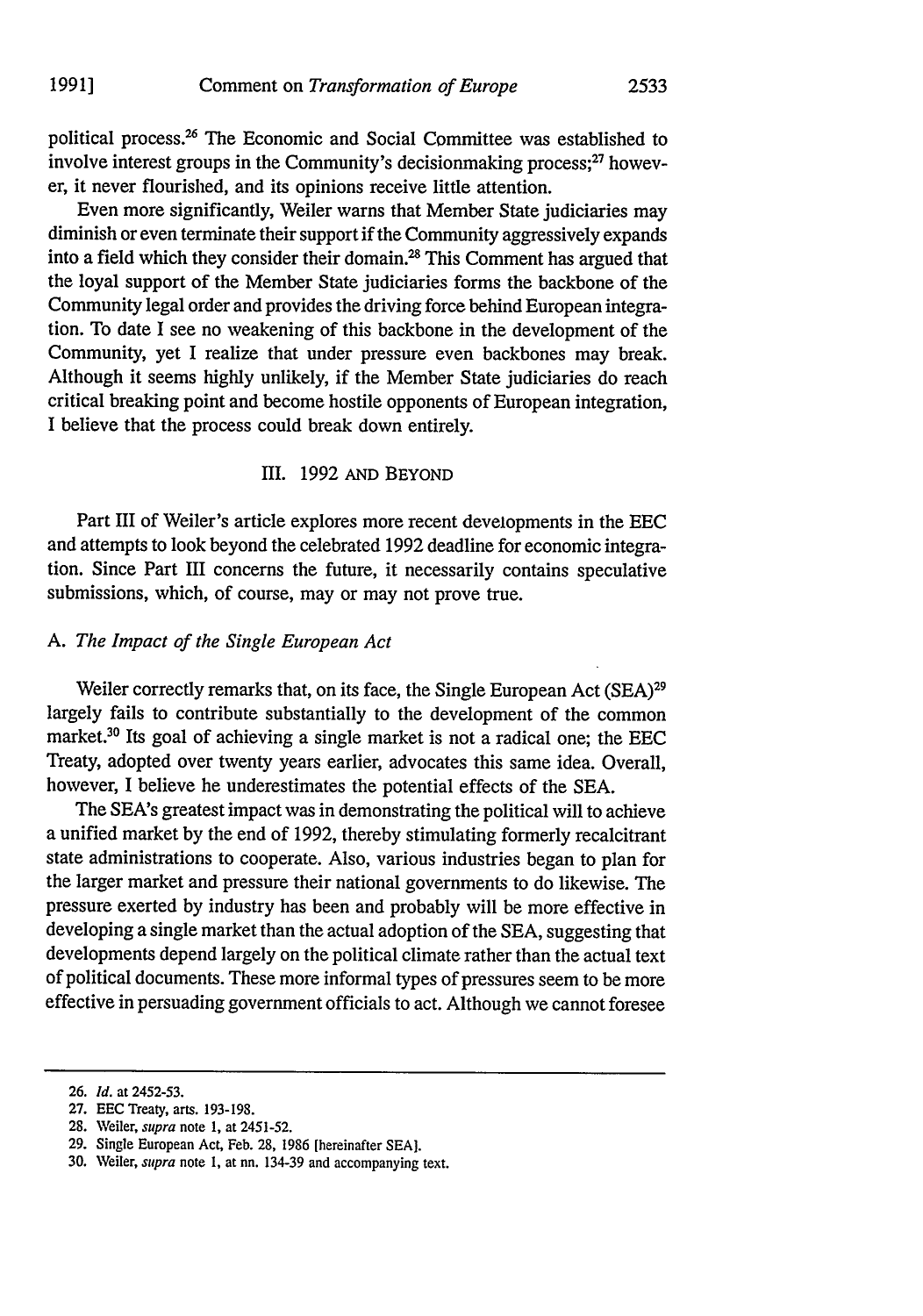political process.[26] The Economic and Social Committee was established to involve interest groups in the Community's decisionmaking process;[27] however, it never flourished, and its opinions receive little attention.

Even more significantly, Weiler warns that Member State judiciaries may diminish or even terminate their support if the Community aggressively expands into a field which they consider their domain.[28] This Comment has argued that the loyal support of the Member State judiciaries forms the backbone of the Community legal order and provides the driving force behind European integration. To date I see no weakening of this backbone in the development of the Community, yet I realize that under pressure even backbones may break. Although it seems highly unlikely, if the Member State judiciaries do reach critical breaking point and become hostile opponents of European integration, I believe that the process could break down entirely.

## III. 1992 AND BEYOND

Part III of Weiler's article explores more recent developments in the EEC and attempts to look beyond the celebrated 1992 deadline for economic integration. Since Part III concerns the future, it necessarily contains speculative submissions, which, of course, may or may not prove true.

### A. *The Impact of the Single European Act*

Weiler correctly remarks that, on its face, the Single European Act (SEA)[29] largely fails to contribute substantially to the development of the common market.[30] Its goal of achieving a single market is not a radical one; the EEC Treaty, adopted over twenty years earlier, advocates this same idea. Overall, however, I believe he underestimates the potential effects of the SEA.

The SEA's greatest impact was in demonstrating the political will to achieve a unified market by the end of 1992, thereby stimulating formerly recalcitrant state administrations to cooperate. Also, various industries began to plan for the larger market and pressure their national governments to do likewise. The pressure exerted by industry has been and probably will be more effective in developing a single market than the actual adoption of the SEA, suggesting that developments depend largely on the political climate rather than the actual text of political documents. These more informal types of pressures seem to be more effective in persuading government officials to act. Although we cannot foresee

---

26. *Id.* at 2452-53.
27. EEC Treaty, arts. 193-198.
28. Weiler, *supra* note 1, at 2451-52.
29. Single European Act, Feb. 28, 1986 [hereinafter SEA].
30. Weiler, *supra* note 1, at nn. 134-39 and accompanying text.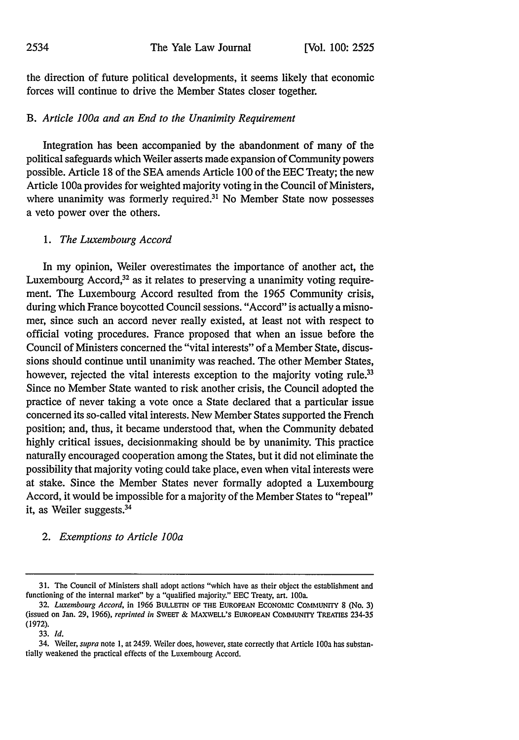the direction of future political developments, it seems likely that economic forces will continue to drive the Member States closer together.

### B. *Article 100a and an End to the Unanimity Requirement*

Integration has been accompanied by the abandonment of many of the political safeguards which Weiler asserts made expansion of Community powers possible. Article 18 of the SEA amends Article 100 of the EEC Treaty; the new Article 100a provides for weighted majority voting in the Council of Ministers, where unanimity was formerly required.[31] No Member State now possesses a veto power over the others.

#### 1. *The Luxembourg Accord*

In my opinion, Weiler overestimates the importance of another act, the Luxembourg Accord,[32] as it relates to preserving a unanimity voting requirement. The Luxembourg Accord resulted from the 1965 Community crisis, during which France boycotted Council sessions. "Accord" is actually a misnomer, since such an accord never really existed, at least not with respect to official voting procedures. France proposed that when an issue before the Council of Ministers concerned the "vital interests" of a Member State, discussions should continue until unanimity was reached. The other Member States, however, rejected the vital interests exception to the majority voting rule.[33] Since no Member State wanted to risk another crisis, the Council adopted the practice of never taking a vote once a State declared that a particular issue concerned its so-called vital interests. New Member States supported the French position; and, thus, it became understood that, when the Community debated highly critical issues, decisionmaking should be by unanimity. This practice naturally encouraged cooperation among the States, but it did not eliminate the possibility that majority voting could take place, even when vital interests were at stake. Since the Member States never formally adopted a Luxembourg Accord, it would be impossible for a majority of the Member States to "repeal" it, as Weiler suggests.[34]

#### 2. *Exemptions to Article 100a*

---

31. The Council of Ministers shall adopt actions "which have as their object the establishment and functioning of the internal market" by a "qualified majority." EEC Treaty, art. 100a.

32. *Luxembourg Accord*, in 1966 BULLETIN OF THE EUROPEAN ECONOMIC COMMUNITY 8 (No. 3) (issued on Jan. 29, 1966), *reprinted in* SWEET & MAXWELL'S EUROPEAN COMMUNITY TREATIES 234-35 (1972).

33. *Id.*

34. Weiler, *supra* note 1, at 2459. Weiler does, however, state correctly that Article 100a has substantially weakened the practical effects of the Luxembourg Accord.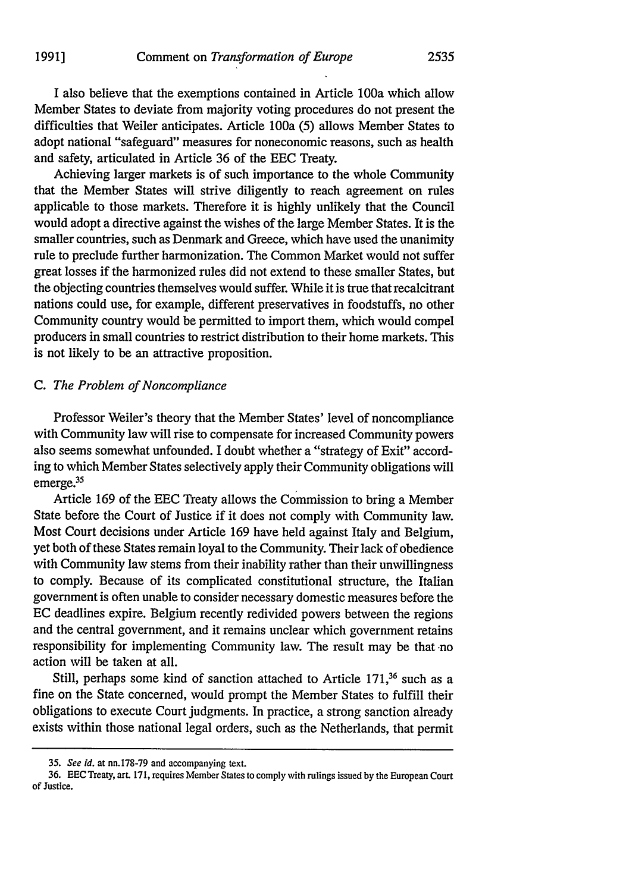I also believe that the exemptions contained in Article 100a which allow Member States to deviate from majority voting procedures do not present the difficulties that Weiler anticipates. Article 100a (5) allows Member States to adopt national "safeguard" measures for noneconomic reasons, such as health and safety, articulated in Article 36 of the EEC Treaty.

Achieving larger markets is of such importance to the whole Community that the Member States will strive diligently to reach agreement on rules applicable to those markets. Therefore it is highly unlikely that the Council would adopt a directive against the wishes of the large Member States. It is the smaller countries, such as Denmark and Greece, which have used the unanimity rule to preclude further harmonization. The Common Market would not suffer great losses if the harmonized rules did not extend to these smaller States, but the objecting countries themselves would suffer. While it is true that recalcitrant nations could use, for example, different preservatives in foodstuffs, no other Community country would be permitted to import them, which would compel producers in small countries to restrict distribution to their home markets. This is not likely to be an attractive proposition.

### C. *The Problem of Noncompliance*

Professor Weiler's theory that the Member States' level of noncompliance with Community law will rise to compensate for increased Community powers also seems somewhat unfounded. I doubt whether a "strategy of Exit" according to which Member States selectively apply their Community obligations will emerge.[35]

Article 169 of the EEC Treaty allows the Commission to bring a Member State before the Court of Justice if it does not comply with Community law. Most Court decisions under Article 169 have held against Italy and Belgium, yet both of these States remain loyal to the Community. Their lack of obedience with Community law stems from their inability rather than their unwillingness to comply. Because of its complicated constitutional structure, the Italian government is often unable to consider necessary domestic measures before the EC deadlines expire. Belgium recently redivided powers between the regions and the central government, and it remains unclear which government retains responsibility for implementing Community law. The result may be that no action will be taken at all.

Still, perhaps some kind of sanction attached to Article 171,[36] such as a fine on the State concerned, would prompt the Member States to fulfill their obligations to execute Court judgments. In practice, a strong sanction already exists within those national legal orders, such as the Netherlands, that permit

---

35. *See id.* at nn.178-79 and accompanying text.

36. EEC Treaty, art. 171, requires Member States to comply with rulings issued by the European Court of Justice.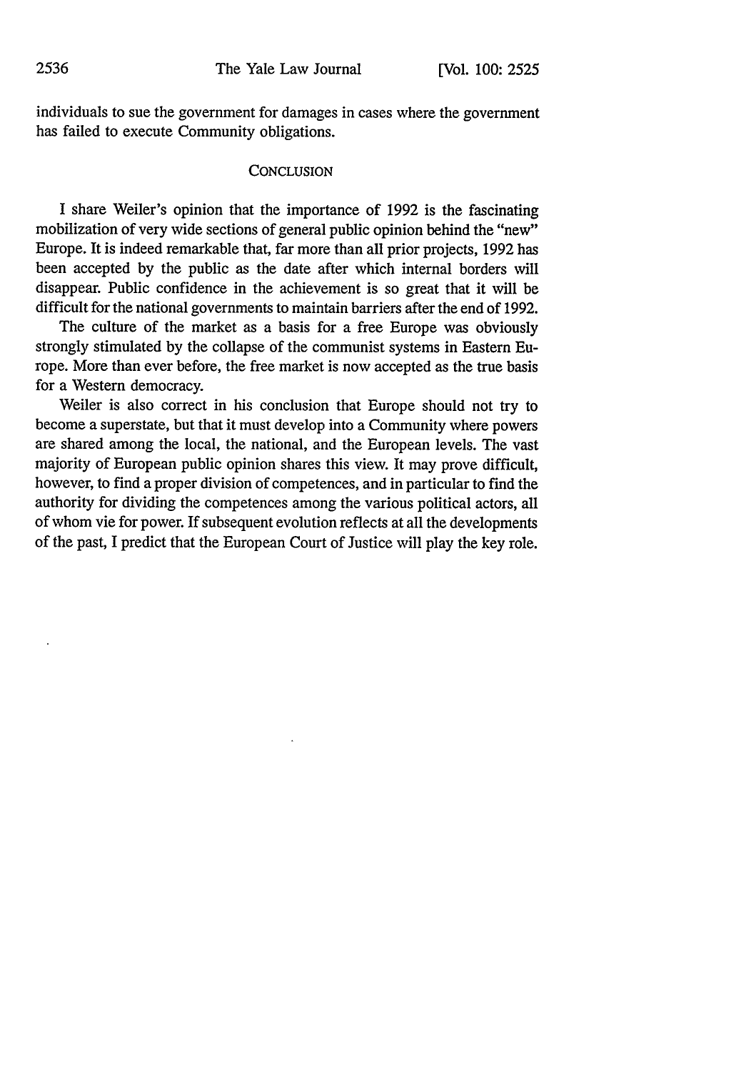individuals to sue the government for damages in cases where the government has failed to execute Community obligations.

## CONCLUSION

I share Weiler's opinion that the importance of 1992 is the fascinating mobilization of very wide sections of general public opinion behind the "new" Europe. It is indeed remarkable that, far more than all prior projects, 1992 has been accepted by the public as the date after which internal borders will disappear. Public confidence in the achievement is so great that it will be difficult for the national governments to maintain barriers after the end of 1992.

The culture of the market as a basis for a free Europe was obviously strongly stimulated by the collapse of the communist systems in Eastern Europe. More than ever before, the free market is now accepted as the true basis for a Western democracy.

Weiler is also correct in his conclusion that Europe should not try to become a superstate, but that it must develop into a Community where powers are shared among the local, the national, and the European levels. The vast majority of European public opinion shares this view. It may prove difficult, however, to find a proper division of competences, and in particular to find the authority for dividing the competences among the various political actors, all of whom vie for power. If subsequent evolution reflects at all the developments of the past, I predict that the European Court of Justice will play the key role.